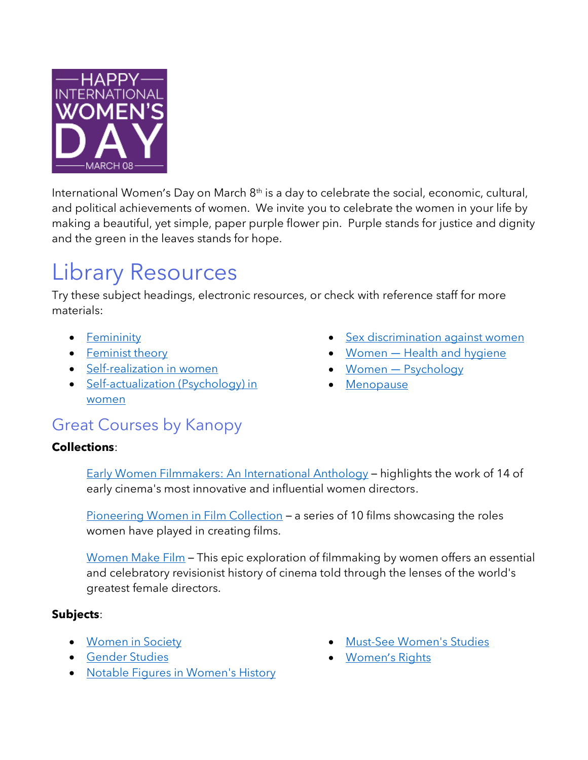HAPPY INTERNATIONAL WOMEN'S DAY MARCH 08

International Women's Day on March 8th is a day to celebrate the social, economic, cultural, and political achievements of women. We invite you to celebrate the women in your life by making a beautiful, yet simple, paper purple flower pin. Purple stands for justice and dignity and the green in the leaves stands for hope.

# Library Resources

Try these subject headings, electronic resources, or check with reference staff for more materials:

- Femininity
- Feminist theory
- Self-realization in women
- Self-actualization (Psychology) in women
- Sex discrimination against women
- Women — Health and hygiene
- Women — Psychology
- Menopause

## Great Courses by Kanopy

**Collections**:

Early Women Filmmakers: An International Anthology – highlights the work of 14 of early cinema's most innovative and influential women directors.

Pioneering Women in Film Collection – a series of 10 films showcasing the roles women have played in creating films.

Women Make Film – This epic exploration of filmmaking by women offers an essential and celebratory revisionist history of cinema told through the lenses of the world's greatest female directors.

**Subjects**:

- Women in Society
- Gender Studies
- Notable Figures in Women's History
- Must-See Women's Studies
- Women's Rights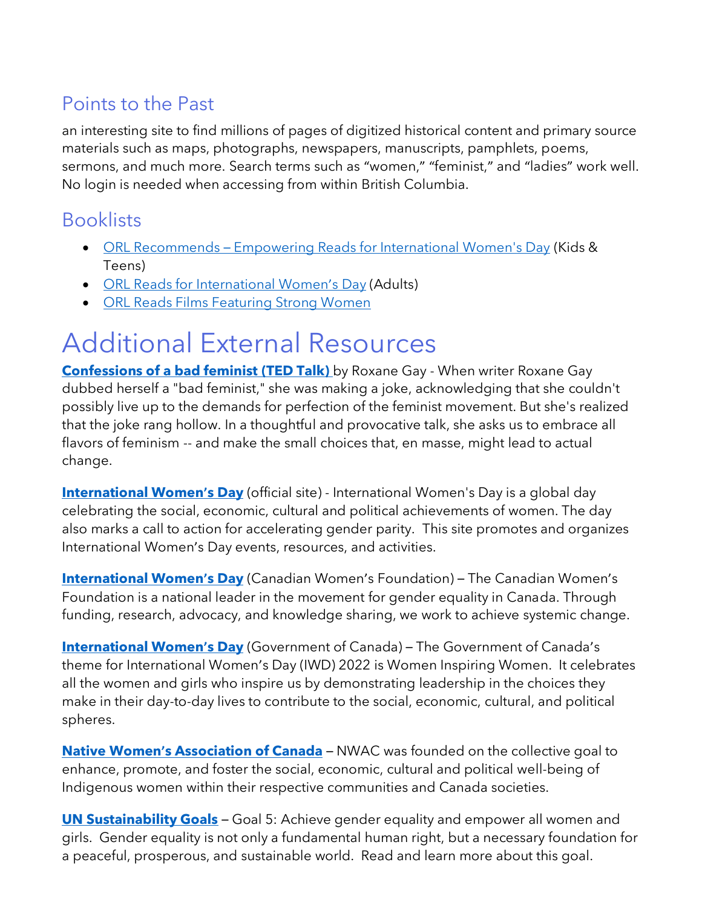## Points to the Past

an interesting site to find millions of pages of digitized historical content and primary source materials such as maps, photographs, newspapers, manuscripts, pamphlets, poems, sermons, and much more. Search terms such as “women,” “feminist,” and “ladies” work well. No login is needed when accessing from within British Columbia.

## Booklists

- ORL Recommends – Empowering Reads for International Women's Day (Kids & Teens)
- ORL Reads for International Women’s Day (Adults)
- ORL Reads Films Featuring Strong Women

# Additional External Resources

**Confessions of a bad feminist (TED Talk)** by Roxane Gay - When writer Roxane Gay dubbed herself a "bad feminist," she was making a joke, acknowledging that she couldn't possibly live up to the demands for perfection of the feminist movement. But she's realized that the joke rang hollow. In a thoughtful and provocative talk, she asks us to embrace all flavors of feminism -- and make the small choices that, en masse, might lead to actual change.

**International Women’s Day** (official site) - International Women's Day is a global day celebrating the social, economic, cultural and political achievements of women. The day also marks a call to action for accelerating gender parity. This site promotes and organizes International Women’s Day events, resources, and activities.

**International Women’s Day** (Canadian Women’s Foundation) – The Canadian Women’s Foundation is a national leader in the movement for gender equality in Canada. Through funding, research, advocacy, and knowledge sharing, we work to achieve systemic change.

**International Women’s Day** (Government of Canada) – The Government of Canada’s theme for International Women’s Day (IWD) 2022 is Women Inspiring Women. It celebrates all the women and girls who inspire us by demonstrating leadership in the choices they make in their day-to-day lives to contribute to the social, economic, cultural, and political spheres.

**Native Women’s Association of Canada** – NWAC was founded on the collective goal to enhance, promote, and foster the social, economic, cultural and political well-being of Indigenous women within their respective communities and Canada societies.

**UN Sustainability Goals** – Goal 5: Achieve gender equality and empower all women and girls. Gender equality is not only a fundamental human right, but a necessary foundation for a peaceful, prosperous, and sustainable world. Read and learn more about this goal.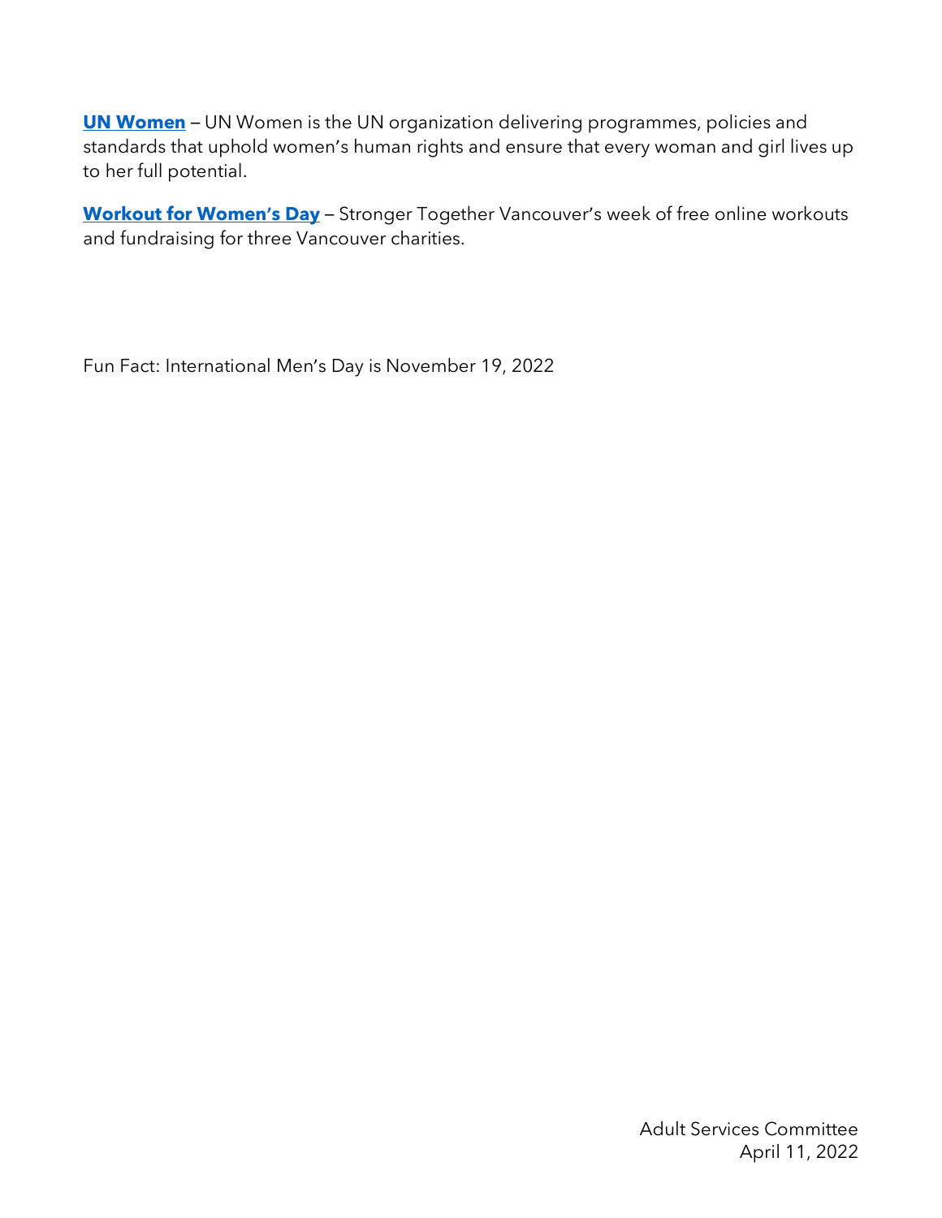**UN Women** – UN Women is the UN organization delivering programmes, policies and standards that uphold women's human rights and ensure that every woman and girl lives up to her full potential.

**Workout for Women's Day** – Stronger Together Vancouver's week of free online workouts and fundraising for three Vancouver charities.

Fun Fact: International Men's Day is November 19, 2022